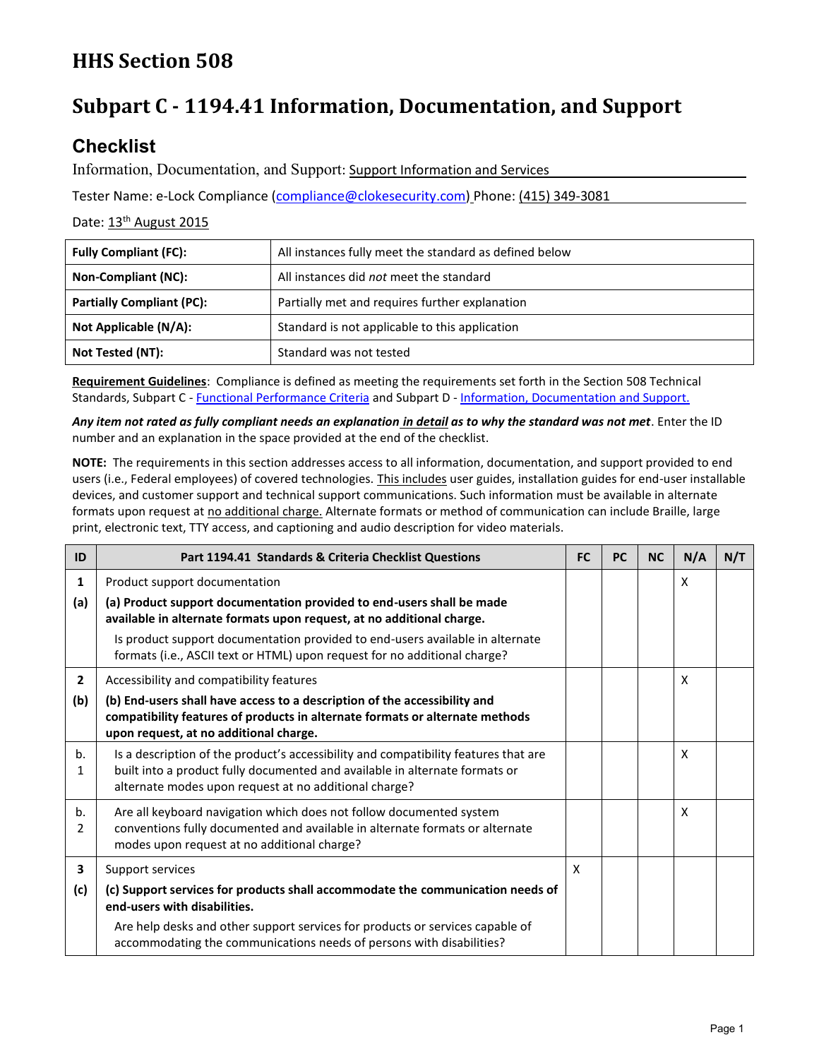# HHS Section 508

# Subpart C - 1194.41 Information, Documentation, and Support

## Checklist

Information, Documentation, and Support: Support Information and Services

Tester Name: e-Lock Compliance (compliance@clokesecurity.com) Phone: (415) 349-3081

Date: 13th August 2015

| | |
|---|---|
| **Fully Compliant (FC):** | All instances fully meet the standard as defined below |
| **Non-Compliant (NC):** | All instances did *not* meet the standard |
| **Partially Compliant (PC):** | Partially met and requires further explanation |
| **Not Applicable (N/A):** | Standard is not applicable to this application |
| **Not Tested (NT):** | Standard was not tested |

**Requirement Guidelines**: Compliance is defined as meeting the requirements set forth in the Section 508 Technical Standards, Subpart C - Functional Performance Criteria and Subpart D - Information, Documentation and Support.

***Any item not rated as fully compliant needs an explanation in detail as to why the standard was not met***. Enter the ID number and an explanation in the space provided at the end of the checklist.

**NOTE:** The requirements in this section addresses access to all information, documentation, and support provided to end users (i.e., Federal employees) of covered technologies. This includes user guides, installation guides for end-user installable devices, and customer support and technical support communications. Such information must be available in alternate formats upon request at no additional charge. Alternate formats or method of communication can include Braille, large print, electronic text, TTY access, and captioning and audio description for video materials.

| ID | Part 1194.41 Standards & Criteria Checklist Questions | FC | PC | NC | N/A | N/T |
|---|---|---|---|---|---|---|
| **1** **(a)** | Product support documentation **(a) Product support documentation provided to end-users shall be made available in alternate formats upon request, at no additional charge.** Is product support documentation provided to end-users available in alternate formats (i.e., ASCII text or HTML) upon request for no additional charge? | | | | X | |
| **2** **(b)** | Accessibility and compatibility features **(b) End-users shall have access to a description of the accessibility and compatibility features of products in alternate formats or alternate methods upon request, at no additional charge.** | | | | X | |
| b. 1 | Is a description of the product's accessibility and compatibility features that are built into a product fully documented and available in alternate formats or alternate modes upon request at no additional charge? | | | | X | |
| b. 2 | Are all keyboard navigation which does not follow documented system conventions fully documented and available in alternate formats or alternate modes upon request at no additional charge? | | | | X | |
| **3** **(c)** | Support services **(c) Support services for products shall accommodate the communication needs of end-users with disabilities.** Are help desks and other support services for products or services capable of accommodating the communications needs of persons with disabilities? | X | | | | |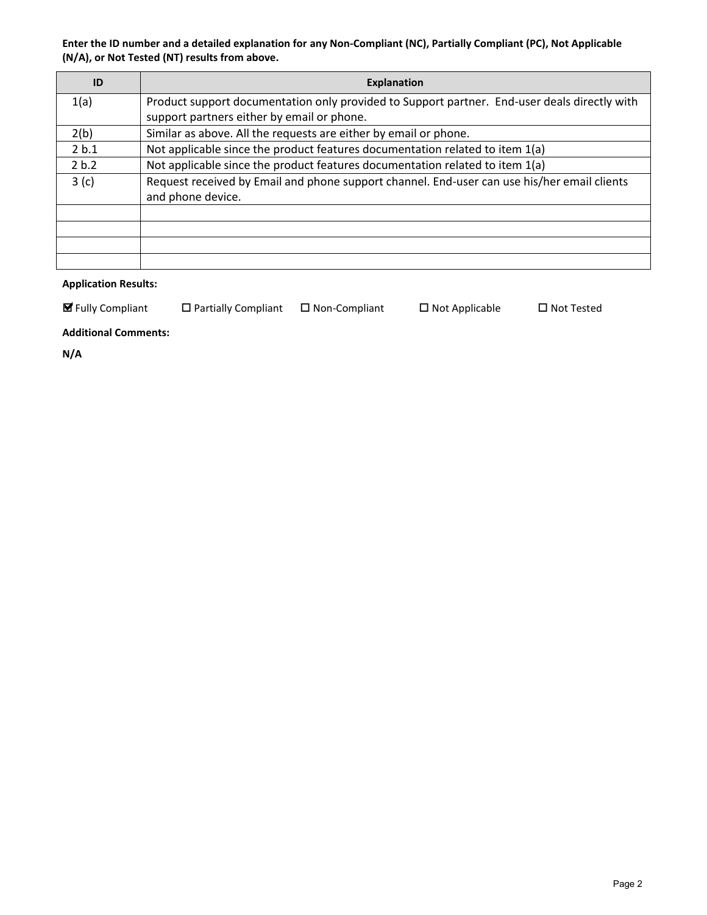**Enter the ID number and a detailed explanation for any Non-Compliant (NC), Partially Compliant (PC), Not Applicable (N/A), or Not Tested (NT) results from above.**

| ID | Explanation |
| --- | --- |
| 1(a) | Product support documentation only provided to Support partner. End-user deals directly with support partners either by email or phone. |
| 2(b) | Similar as above. All the requests are either by email or phone. |
| 2 b.1 | Not applicable since the product features documentation related to item 1(a) |
| 2 b.2 | Not applicable since the product features documentation related to item 1(a) |
| 3 (c) | Request received by Email and phone support channel. End-user can use his/her email clients and phone device. |
| | |
| | |
| | |
| | |

**Application Results:**

☑ Fully Compliant ☐ Partially Compliant ☐ Non-Compliant ☐ Not Applicable ☐ Not Tested

**Additional Comments:**

**N/A**